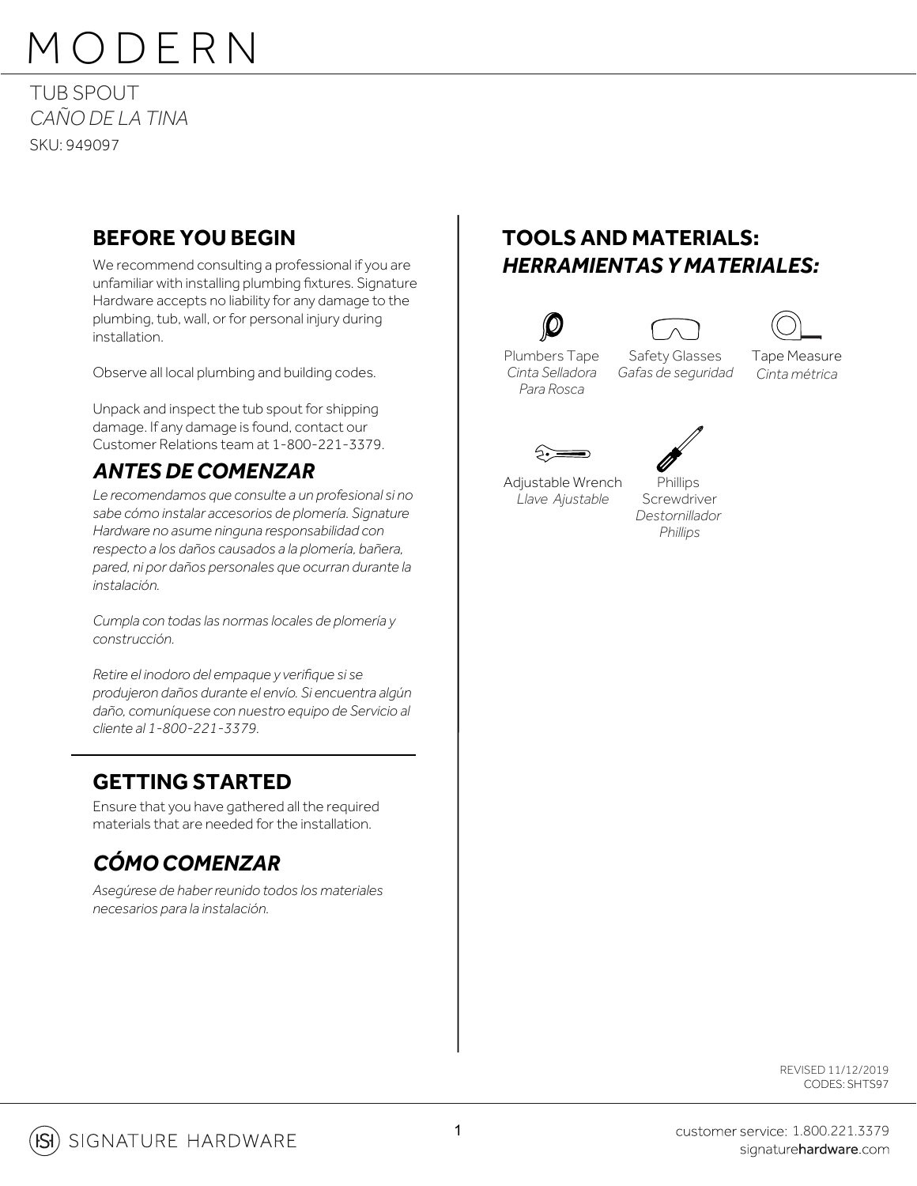# MODERN

TUB SPOUT
*CAÑO DE LA TINA*
SKU: 949097

## BEFORE YOU BEGIN

We recommend consulting a professional if you are unfamiliar with installing plumbing fixtures. Signature Hardware accepts no liability for any damage to the plumbing, tub, wall, or for personal injury during installation.

Observe all local plumbing and building codes.

Unpack and inspect the tub spout for shipping damage. If any damage is found, contact our Customer Relations team at 1-800-221-3379.

## *ANTES DE COMENZAR*

*Le recomendamos que consulte a un profesional si no sabe cómo instalar accesorios de plomería. Signature Hardware no asume ninguna responsabilidad con respecto a los daños causados a la plomería, bañera, pared, ni por daños personales que ocurran durante la instalación.*

*Cumpla con todas las normas locales de plomería y construcción.*

*Retire el inodoro del empaque y verifique si se produjeron daños durante el envío. Si encuentra algún daño, comuníquese con nuestro equipo de Servicio al cliente al 1-800-221-3379.*

## GETTING STARTED

Ensure that you have gathered all the required materials that are needed for the installation.

## *CÓMO COMENZAR*

*Asegúrese de haber reunido todos los materiales necesarios para la instalación.*

## TOOLS AND MATERIALS:
## *HERRAMIENTAS Y MATERIALES:*

- Plumbers Tape / *Cinta Selladora Para Rosca*
- Safety Glasses / *Gafas de seguridad*
- Tape Measure / *Cinta métrica*
- Adjustable Wrench / *Llave Ajustable*
- Phillips Screwdriver / *Destornillador Phillips*

REVISED 11/12/2019
CODES: SHTS97

SIGNATURE HARDWARE

customer service: 1.800.221.3379
signaturehardware.com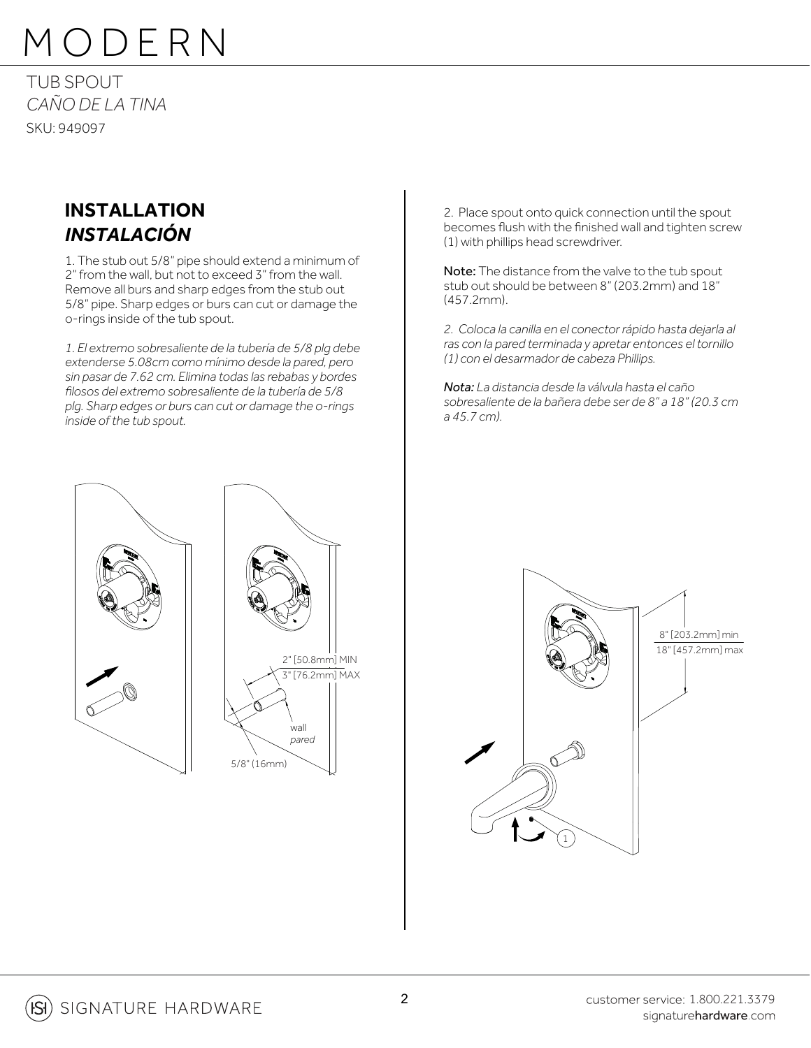# MODERN

TUB SPOUT
*CAÑO DE LA TINA*
SKU: 949097

## INSTALLATION
## *INSTALACIÓN*

1. The stub out 5/8" pipe should extend a minimum of 2" from the wall, but not to exceed 3" from the wall. Remove all burs and sharp edges from the stub out 5/8" pipe. Sharp edges or burs can cut or damage the o-rings inside of the tub spout.

*1. El extremo sobresaliente de la tubería de 5/8 plg debe extenderse 5.08cm como mínimo desde la pared, pero sin pasar de 7.62 cm. Elimina todas las rebabas y bordes filosos del extremo sobresaliente de la tubería de 5/8 plg. Sharp edges or burs can cut or damage the o-rings inside of the tub spout.*

2" [50.8mm] MIN
3" [76.2mm] MAX
wall
*pared*
5/8" (16mm)

2. Place spout onto quick connection until the spout becomes flush with the finished wall and tighten screw (1) with phillips head screwdriver.

**Note:** The distance from the valve to the tub spout stub out should be between 8" (203.2mm) and 18" (457.2mm).

*2. Coloca la canilla en el conector rápido hasta dejarla al ras con la pared terminada y apretar entonces el tornillo (1) con el desarmador de cabeza Phillips.*

***Nota:** La distancia desde la válvula hasta el caño sobresaliente de la bañera debe ser de 8" a 18" (20.3 cm a 45.7 cm).*

8" [203.2mm] min
18" [457.2mm] max
1